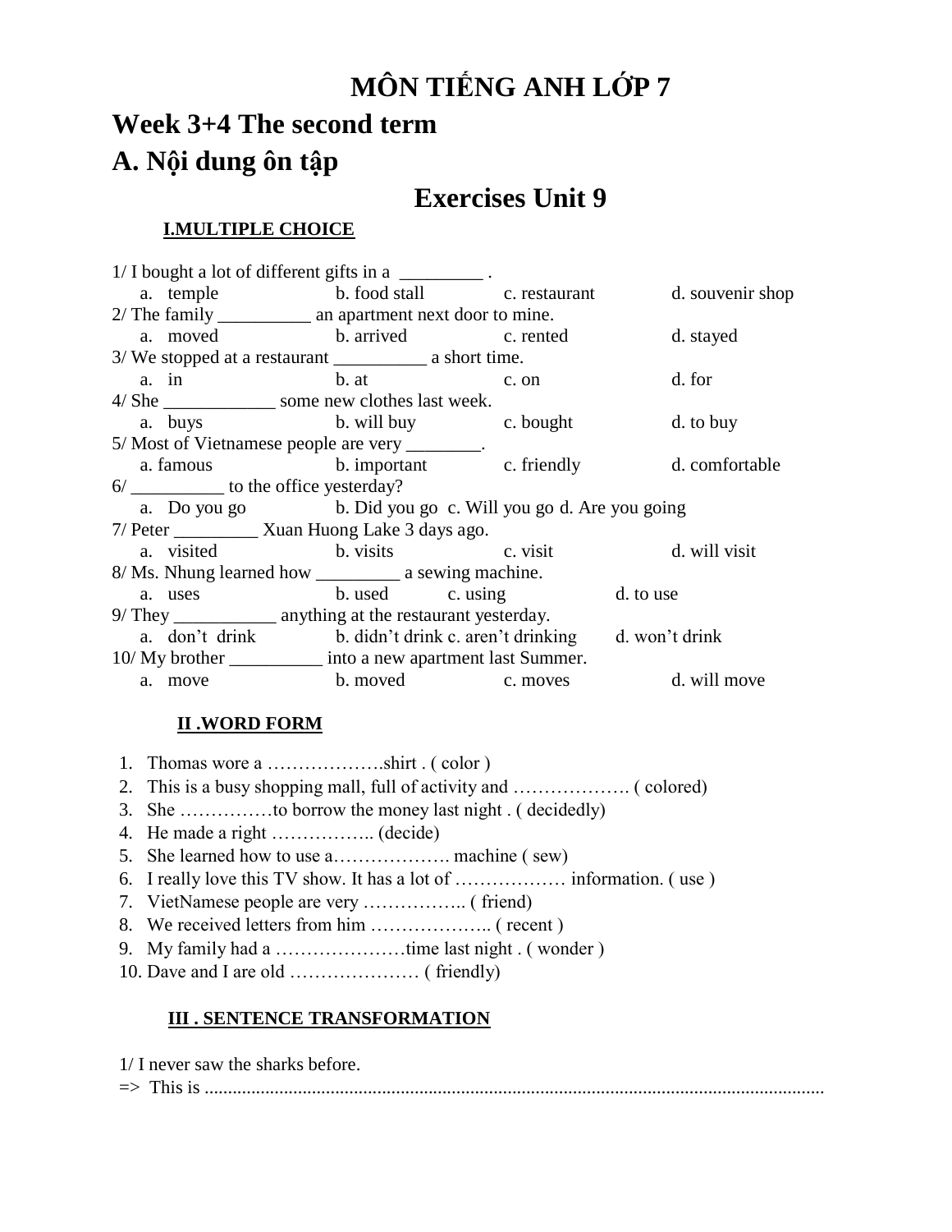# MÔN TIẾNG ANH LỚP 7

# Week 3+4 The second term

# A. Nội dung ôn tập

## Exercises Unit 9

### I.MULTIPLE CHOICE

1/ I bought a lot of different gifts in a _________ .

a. temple b. food stall c. restaurant d. souvenir shop

2/ The family __________ an apartment next door to mine.

a. moved b. arrived c. rented d. stayed

3/ We stopped at a restaurant __________ a short time.

a. in b. at c. on d. for

4/ She ____________ some new clothes last week.

a. buys b. will buy c. bought d. to buy

5/ Most of Vietnamese people are very ________.

a. famous b. important c. friendly d. comfortable

6/ __________ to the office yesterday?

a. Do you go b. Did you go c. Will you go d. Are you going

7/ Peter _________ Xuan Huong Lake 3 days ago.

a. visited b. visits c. visit d. will visit

8/ Ms. Nhung learned how _________ a sewing machine.

a. uses b. used c. using d. to use

9/ They ___________ anything at the restaurant yesterday.

a. don't drink b. didn't drink c. aren't drinking d. won't drink

10/ My brother __________ into a new apartment last Summer.

a. move b. moved c. moves d. will move

### II .WORD FORM

1. Thomas wore a ……………….shirt . ( color )
2. This is a busy shopping mall, full of activity and ………………. ( colored)
3. She ……………to borrow the money last night . ( decidedly)
4. He made a right …………….. (decide)
5. She learned how to use a………………. machine ( sew)
6. I really love this TV show. It has a lot of ……………… information. ( use )
7. VietNamese people are very …………….. ( friend)
8. We received letters from him ……………….. ( recent )
9. My family had a …………………time last night . ( wonder )
10. Dave and I are old ………………… ( friendly)

### III . SENTENCE TRANSFORMATION

1/ I never saw the sharks before.

=> This is ......................................................................................................................................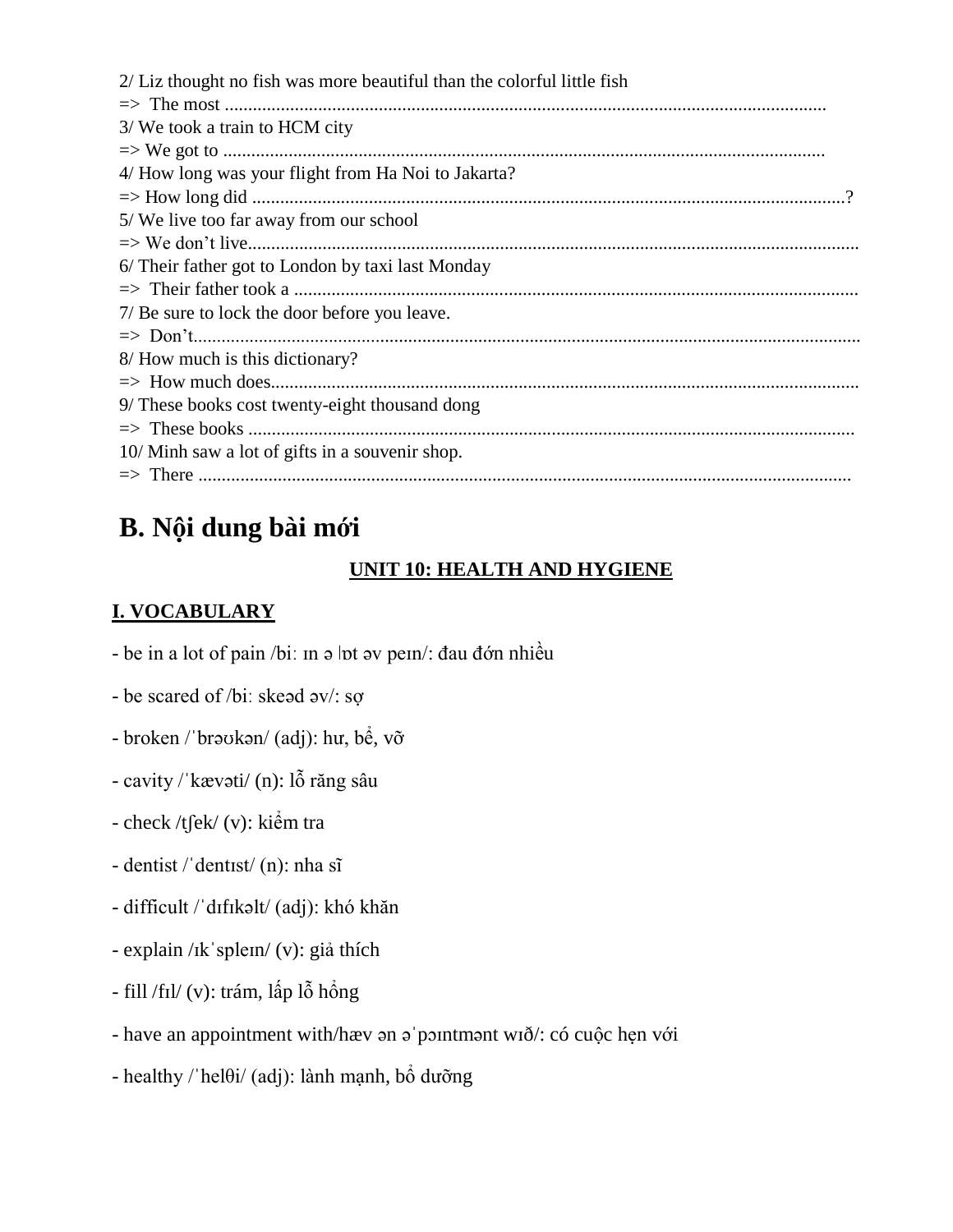2/ Liz thought no fish was more beautiful than the colorful little fish
=> The most ..................................................................................................................................
3/ We took a train to HCM city
=> We got to ..................................................................................................................................
4/ How long was your flight from Ha Noi to Jakarta?
=> How long did ..............................................................................................................................?
5/ We live too far away from our school
=> We don't live..................................................................................................................................
6/ Their father got to London by taxi last Monday
=> Their father took a ........................................................................................................................
7/ Be sure to lock the door before you leave.
=> Don't.............................................................................................................................................
8/ How much is this dictionary?
=> How much does...........................................................................................................................
9/ These books cost twenty-eight thousand dong
=> These books .................................................................................................................................
10/ Minh saw a lot of gifts in a souvenir shop.
=> There ...........................................................................................................................................

# B. Nội dung bài mới

## UNIT 10: HEALTH AND HYGIENE

### I. VOCABULARY

- be in a lot of pain /biː ɪn ə lɒt əv peɪn/: đau đớn nhiều
- be scared of /biː skeəd əv/: sợ
- broken /ˈbrəʊkən/ (adj): hư, bể, vỡ
- cavity /ˈkævəti/ (n): lỗ răng sâu
- check /tʃek/ (v): kiểm tra
- dentist /ˈdentɪst/ (n): nha sĩ
- difficult /ˈdɪfɪkəlt/ (adj): khó khăn
- explain /ɪkˈspleɪn/ (v): giải thích
- fill /fɪl/ (v): trám, lấp lỗ hổng
- have an appointment with/hæv ən əˈpɔɪntmənt wɪð/: có cuộc hẹn với
- healthy /ˈhelθi/ (adj): lành mạnh, bổ dưỡng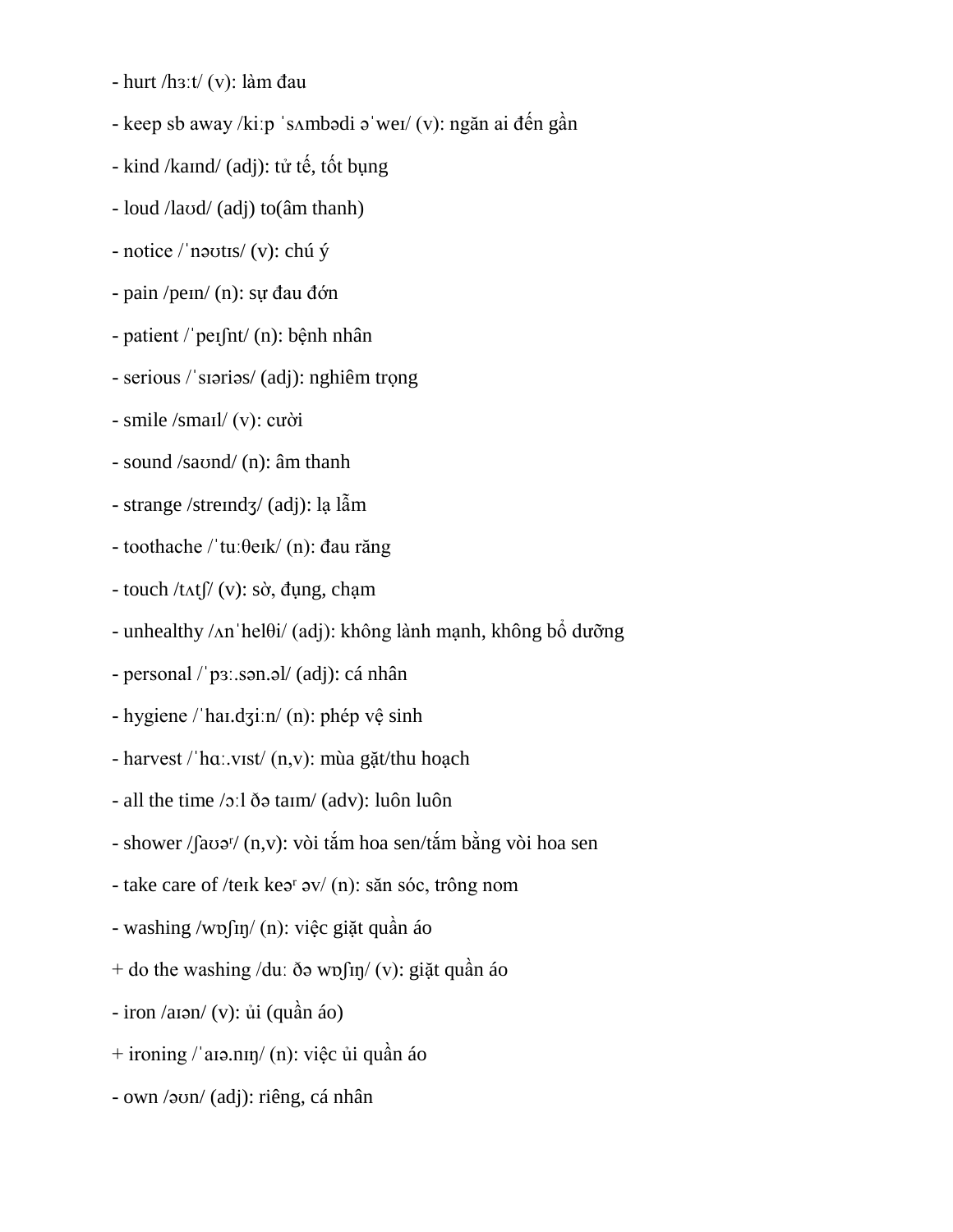- hurt /hɜːt/ (v): làm đau

- keep sb away /kiːp ˈsʌmbədi əˈweɪ/ (v): ngăn ai đến gần

- kind /kaɪnd/ (adj): tử tế, tốt bụng

- loud /laʊd/ (adj) to(âm thanh)

- notice /ˈnəʊtɪs/ (v): chú ý

- pain /peɪn/ (n): sự đau đớn

- patient /ˈpeɪʃnt/ (n): bệnh nhân

- serious /ˈsɪəriəs/ (adj): nghiêm trọng

- smile /smaɪl/ (v): cười

- sound /saʊnd/ (n): âm thanh

- strange /streɪndʒ/ (adj): lạ lẫm

- toothache /ˈtuːθeɪk/ (n): đau răng

- touch /tʌtʃ/ (v): sờ, đụng, chạm

- unhealthy /ʌnˈhelθi/ (adj): không lành mạnh, không bổ dưỡng

- personal /ˈpɜː.sən.əl/ (adj): cá nhân

- hygiene /ˈhaɪ.dʒiːn/ (n): phép vệ sinh

- harvest /ˈhɑː.vɪst/ (n,v): mùa gặt/thu hoạch

- all the time /ɔːl ðə taɪm/ (adv): luôn luôn

- shower /ʃaʊəʳ/ (n,v): vòi tắm hoa sen/tắm bằng vòi hoa sen

- take care of /teɪk keəʳ əv/ (n): săn sóc, trông nom

- washing /wɒʃɪŋ/ (n): việc giặt quần áo

+ do the washing /duː ðə wɒʃɪŋ/ (v): giặt quần áo

- iron /aɪən/ (v): ủi (quần áo)

+ ironing /ˈaɪə.nɪŋ/ (n): việc ủi quần áo

- own /əʊn/ (adj): riêng, cá nhân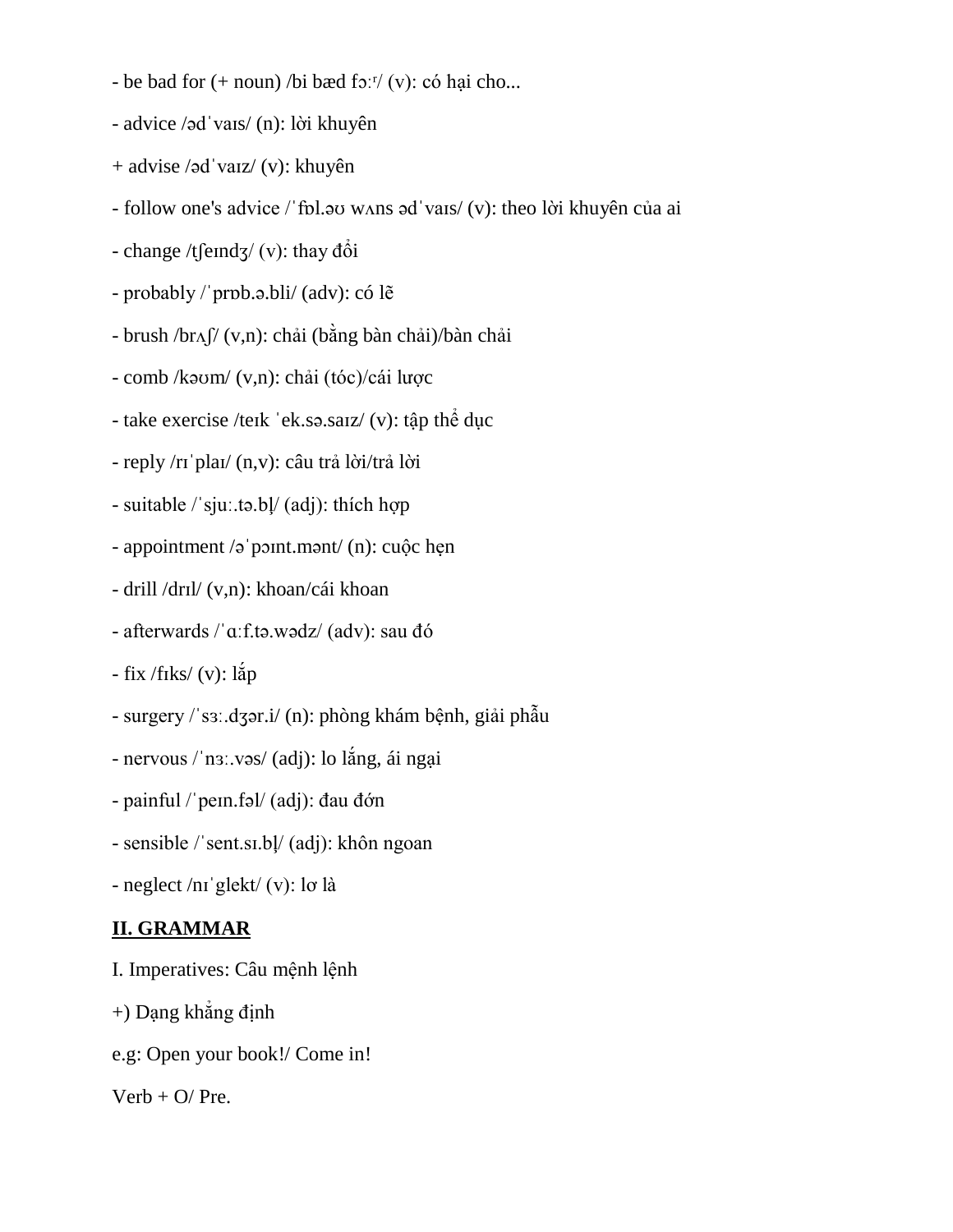- be bad for (+ noun) /bi bæd fɔːʳ/ (v): có hại cho...

- advice /ədˈvaɪs/ (n): lời khuyên

+ advise /ədˈvaɪz/ (v): khuyên

- follow one's advice /ˈfɒl.əʊ wʌns ədˈvaɪs/ (v): theo lời khuyên của ai

- change /tʃeɪndʒ/ (v): thay đổi

- probably /ˈprɒb.ə.bli/ (adv): có lẽ

- brush /brʌʃ/ (v,n): chải (bằng bàn chải)/bàn chải

- comb /kəʊm/ (v,n): chải (tóc)/cái lược

- take exercise /teɪk ˈek.sə.saɪz/ (v): tập thể dục

- reply /rɪˈplaɪ/ (n,v): câu trả lời/trả lời

- suitable /ˈsjuː.tə.bl̩/ (adj): thích hợp

- appointment /əˈpɔɪnt.mənt/ (n): cuộc hẹn

- drill /drɪl/ (v,n): khoan/cái khoan

- afterwards /ˈɑːf.tə.wədz/ (adv): sau đó

- fix /fɪks/ (v): lắp

- surgery /ˈsɜː.dʒər.i/ (n): phòng khám bệnh, giải phẫu

- nervous /ˈnɜː.vəs/ (adj): lo lắng, ái ngại

- painful /ˈpeɪn.fəl/ (adj): đau đớn

- sensible /ˈsent.sɪ.bl̩/ (adj): khôn ngoan

- neglect /nɪˈglekt/ (v): lơ là

## II. GRAMMAR

I. Imperatives: Câu mệnh lệnh

+) Dạng khẳng định

e.g: Open your book!/ Come in!

Verb + O/ Pre.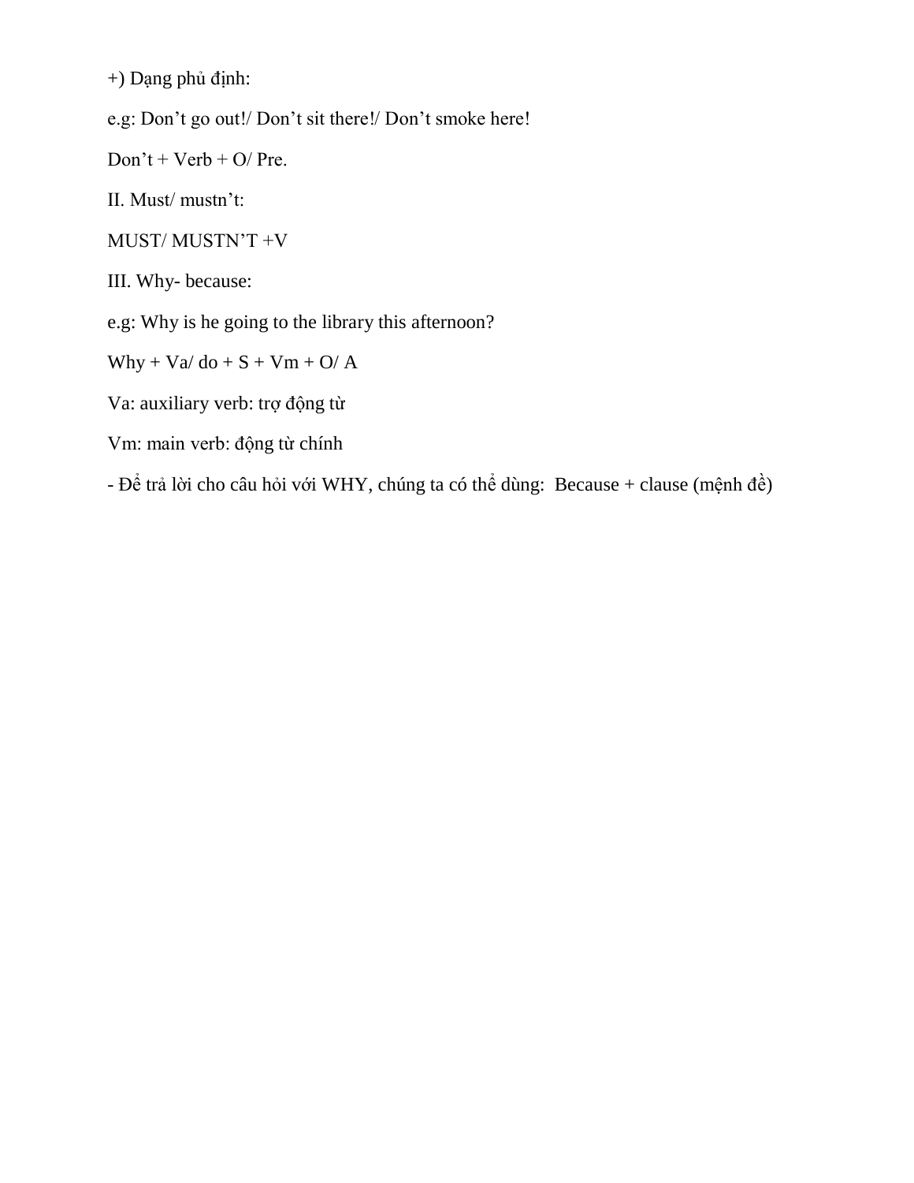+) Dạng phủ định:

e.g: Don’t go out!/ Don’t sit there!/ Don’t smoke here!

Don’t + Verb + O/ Pre.

## II. Must/ mustn’t:

MUST/ MUSTN’T +V

## III. Why- because:

e.g: Why is he going to the library this afternoon?

Why + Va/ do + S + Vm + O/ A

Va: auxiliary verb: trợ động từ

Vm: main verb: động từ chính

- Để trả lời cho câu hỏi với WHY, chúng ta có thể dùng: Because + clause (mệnh đề)